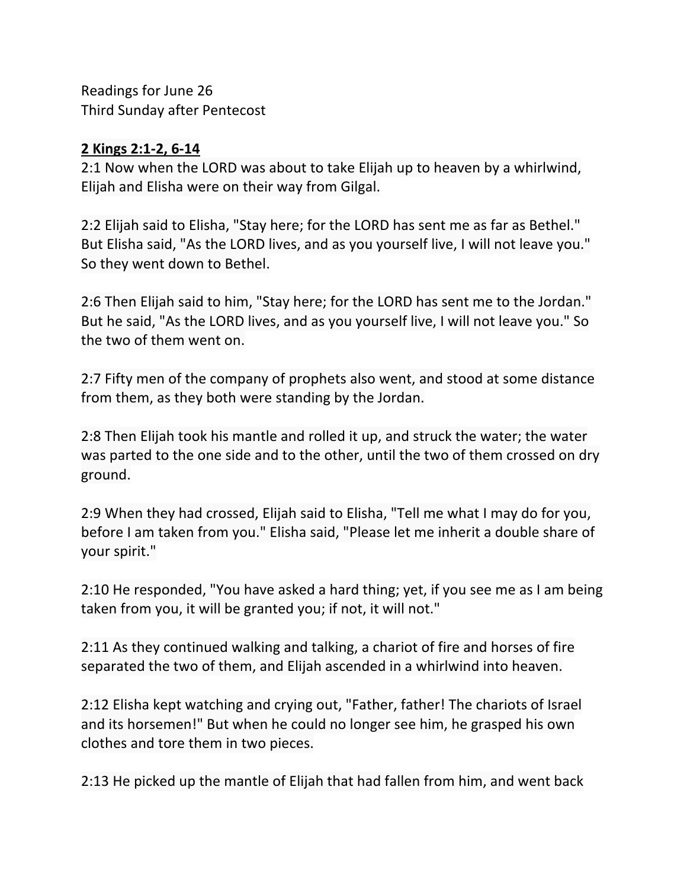Readings for June 26
Third Sunday after Pentecost

**2 Kings 2:1-2, 6-14**

2:1 Now when the LORD was about to take Elijah up to heaven by a whirlwind, Elijah and Elisha were on their way from Gilgal.

2:2 Elijah said to Elisha, "Stay here; for the LORD has sent me as far as Bethel." But Elisha said, "As the LORD lives, and as you yourself live, I will not leave you." So they went down to Bethel.

2:6 Then Elijah said to him, "Stay here; for the LORD has sent me to the Jordan." But he said, "As the LORD lives, and as you yourself live, I will not leave you." So the two of them went on.

2:7 Fifty men of the company of prophets also went, and stood at some distance from them, as they both were standing by the Jordan.

2:8 Then Elijah took his mantle and rolled it up, and struck the water; the water was parted to the one side and to the other, until the two of them crossed on dry ground.

2:9 When they had crossed, Elijah said to Elisha, "Tell me what I may do for you, before I am taken from you." Elisha said, "Please let me inherit a double share of your spirit."

2:10 He responded, "You have asked a hard thing; yet, if you see me as I am being taken from you, it will be granted you; if not, it will not."

2:11 As they continued walking and talking, a chariot of fire and horses of fire separated the two of them, and Elijah ascended in a whirlwind into heaven.

2:12 Elisha kept watching and crying out, "Father, father! The chariots of Israel and its horsemen!" But when he could no longer see him, he grasped his own clothes and tore them in two pieces.

2:13 He picked up the mantle of Elijah that had fallen from him, and went back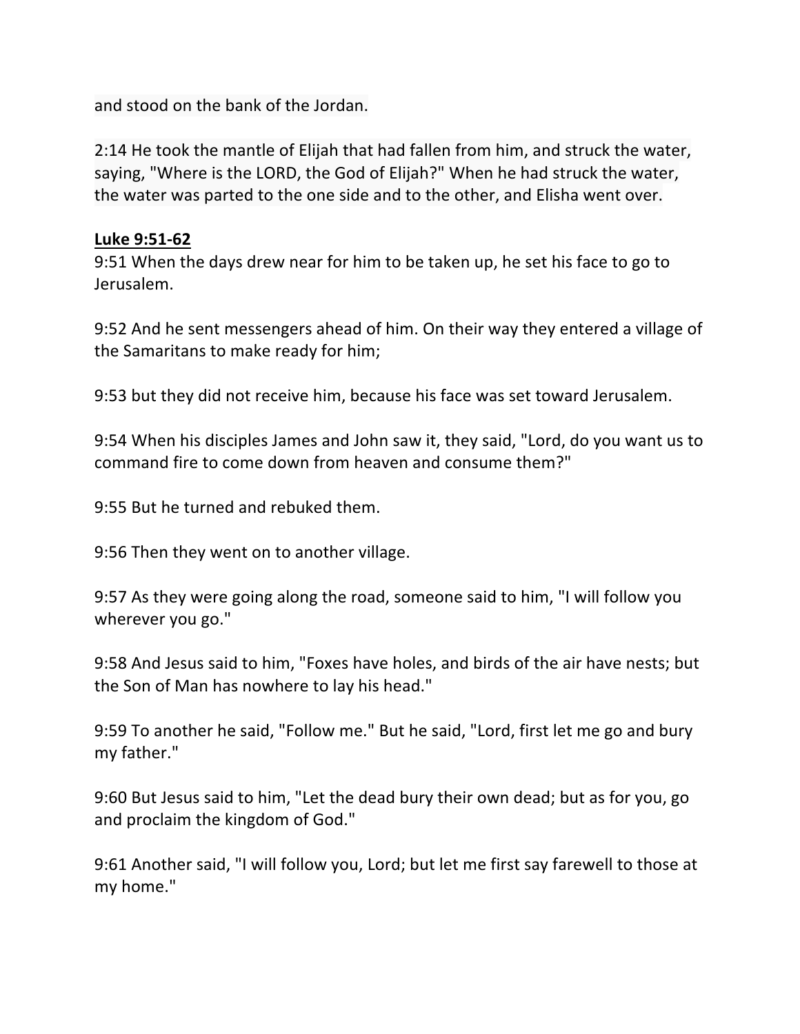and stood on the bank of the Jordan.

2:14 He took the mantle of Elijah that had fallen from him, and struck the water, saying, "Where is the LORD, the God of Elijah?" When he had struck the water, the water was parted to the one side and to the other, and Elisha went over.

**Luke 9:51-62**

9:51 When the days drew near for him to be taken up, he set his face to go to Jerusalem.

9:52 And he sent messengers ahead of him. On their way they entered a village of the Samaritans to make ready for him;

9:53 but they did not receive him, because his face was set toward Jerusalem.

9:54 When his disciples James and John saw it, they said, "Lord, do you want us to command fire to come down from heaven and consume them?"

9:55 But he turned and rebuked them.

9:56 Then they went on to another village.

9:57 As they were going along the road, someone said to him, "I will follow you wherever you go."

9:58 And Jesus said to him, "Foxes have holes, and birds of the air have nests; but the Son of Man has nowhere to lay his head."

9:59 To another he said, "Follow me." But he said, "Lord, first let me go and bury my father."

9:60 But Jesus said to him, "Let the dead bury their own dead; but as for you, go and proclaim the kingdom of God."

9:61 Another said, "I will follow you, Lord; but let me first say farewell to those at my home."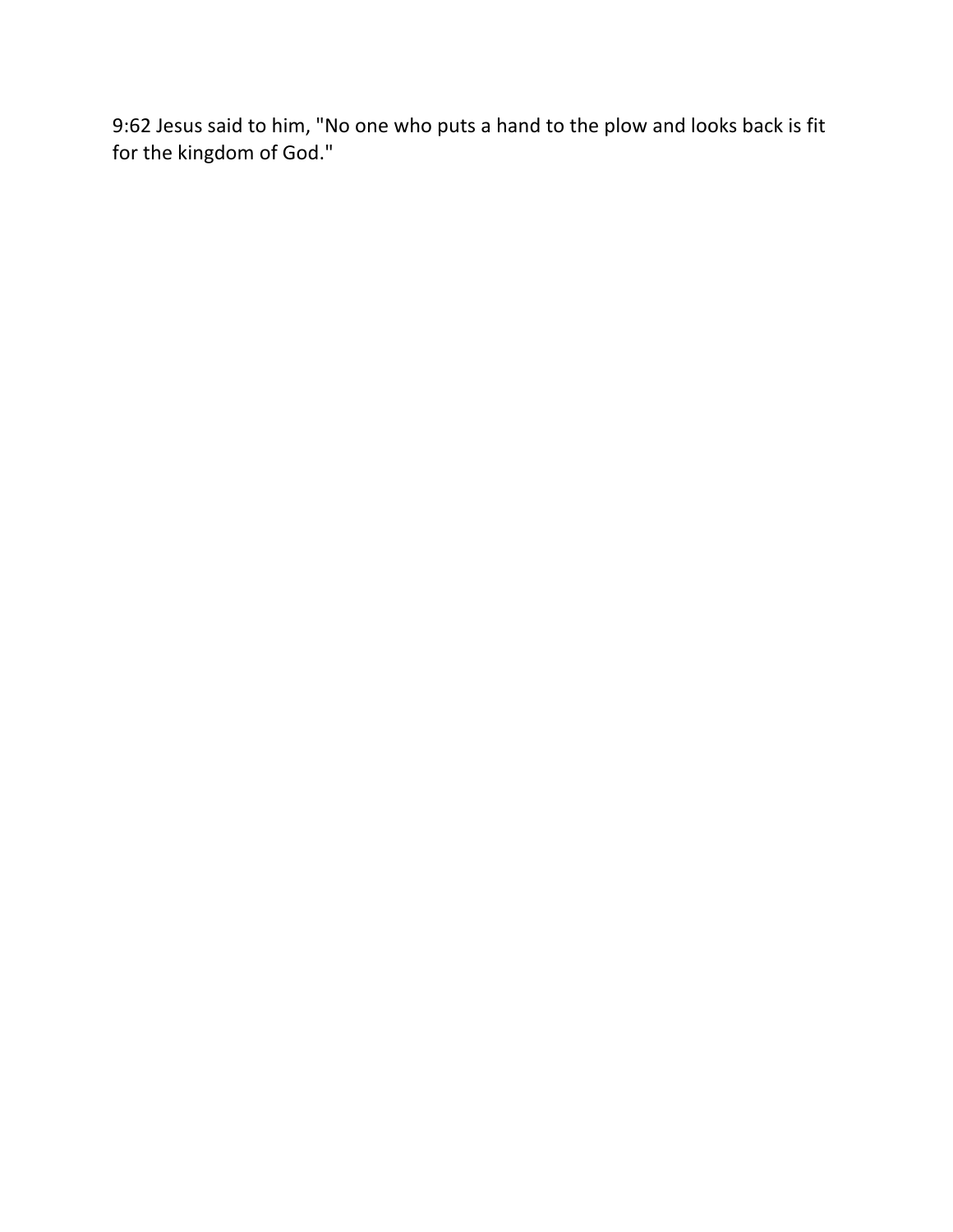9:62 Jesus said to him, "No one who puts a hand to the plow and looks back is fit for the kingdom of God."